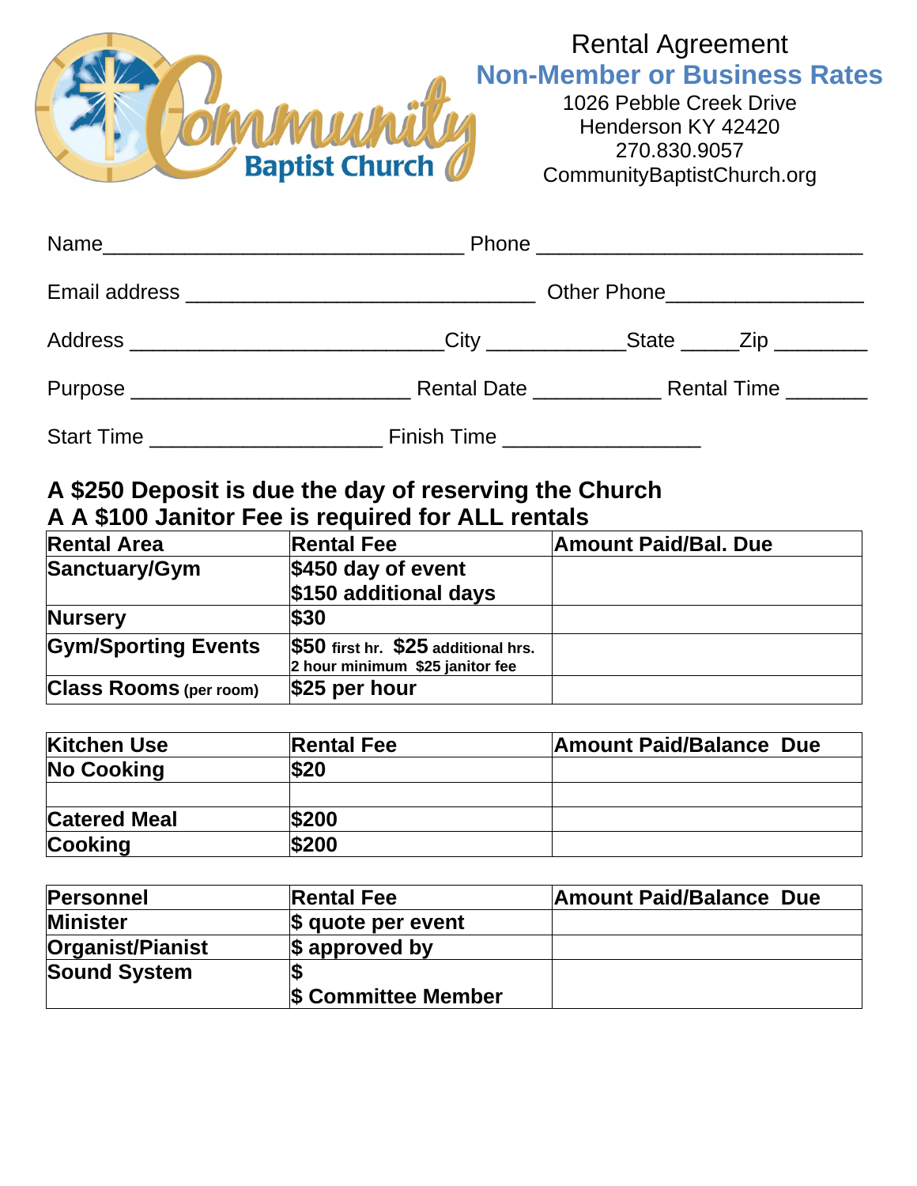Community Baptist Church

# Rental Agreement

## Non-Member or Business Rates

1026 Pebble Creek Drive
Henderson KY 42420
270.830.9057
CommunityBaptistChurch.org

Name_______________________________ Phone ____________________________

Email address ______________________________ Other Phone_________________

Address ___________________________City ____________State _____Zip ________

Purpose ________________________ Rental Date ___________ Rental Time _______

Start Time ____________________ Finish Time _________________

**A $250 Deposit is due the day of reserving the Church**
**A A $100 Janitor Fee is required for ALL rentals**

| Rental Area | Rental Fee | Amount Paid/Bal. Due |
|---|---|---|
| Sanctuary/Gym | $450 day of event<br>$150 additional days | |
| Nursery | $30 | |
| Gym/Sporting Events | $50 first hr. $25 additional hrs.<br>2 hour minimum $25 janitor fee | |
| Class Rooms (per room) | $25 per hour | |

| Kitchen Use | Rental Fee | Amount Paid/Balance Due |
|---|---|---|
| No Cooking | $20 | |
| | | |
| Catered Meal | $200 | |
| Cooking | $200 | |

| Personnel | Rental Fee | Amount Paid/Balance Due |
|---|---|---|
| Minister | $ quote per event | |
| Organist/Pianist | $ approved by | |
| Sound System | $<br>$ Committee Member | |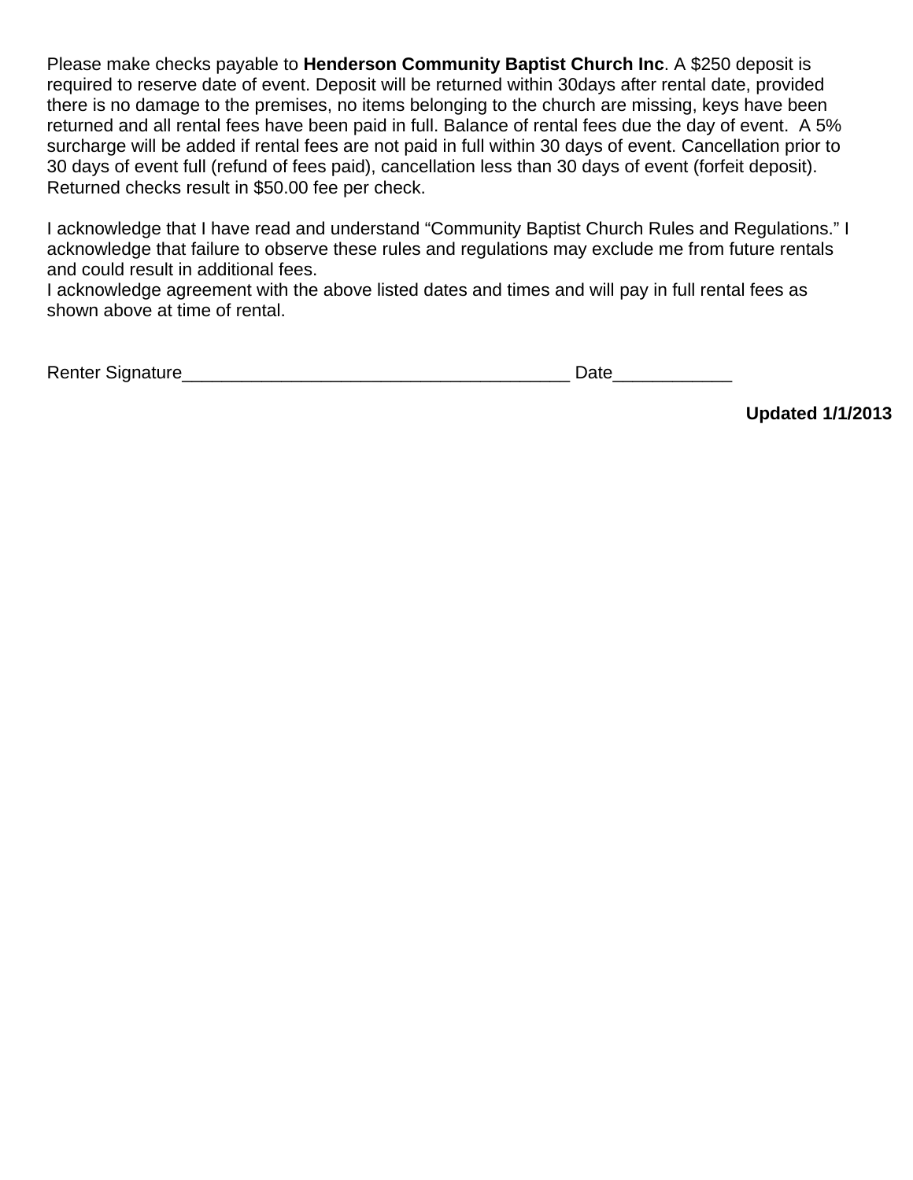Please make checks payable to **Henderson Community Baptist Church Inc**. A $250 deposit is required to reserve date of event. Deposit will be returned within 30days after rental date, provided there is no damage to the premises, no items belonging to the church are missing, keys have been returned and all rental fees have been paid in full. Balance of rental fees due the day of event. A 5% surcharge will be added if rental fees are not paid in full within 30 days of event. Cancellation prior to 30 days of event full (refund of fees paid), cancellation less than 30 days of event (forfeit deposit). Returned checks result in $50.00 fee per check.

I acknowledge that I have read and understand "Community Baptist Church Rules and Regulations." I acknowledge that failure to observe these rules and regulations may exclude me from future rentals and could result in additional fees.
I acknowledge agreement with the above listed dates and times and will pay in full rental fees as shown above at time of rental.

Renter Signature_______________________________________ Date____________

**Updated 1/1/2013**